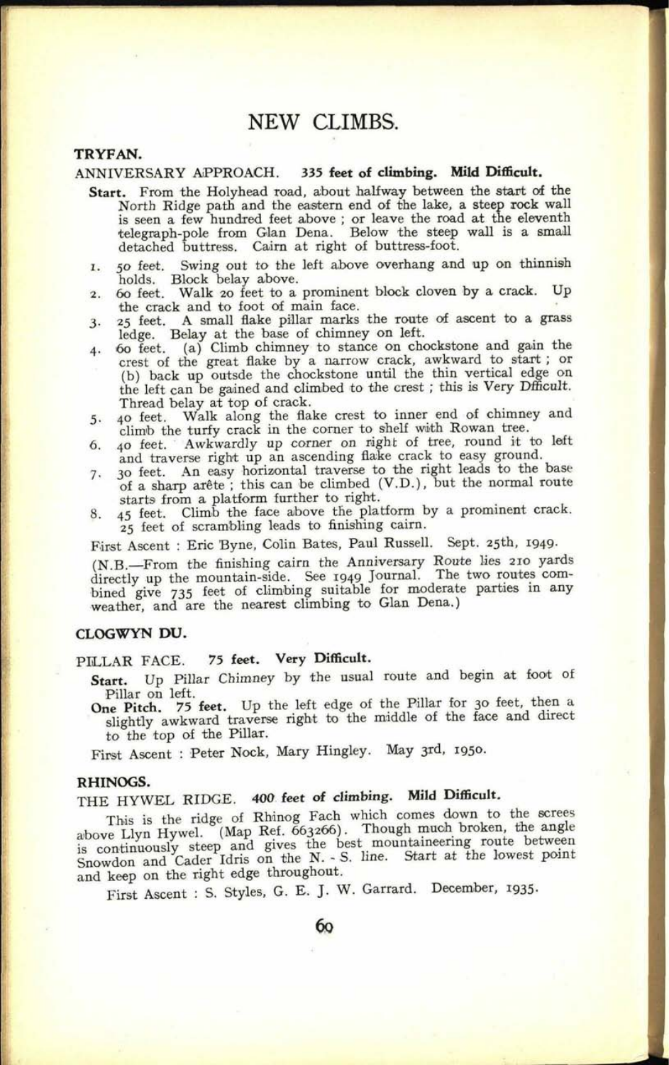# NEW CLIMBS.

## TRYFAN.

ANNIVERSARY APPROACH. **335 feet of climbing. Mild Difficult.**

**Start.** From the Holyhead road, about halfway between the start of the North Ridge path and the eastern end of the lake, a steep rock wall is seen a few hundred feet above ; or leave the road at the eleventh telegraph-pole from Glan Dena. Below the steep wall is a small detached buttress. Cairn at right of buttress-foot.

1. 50 feet. Swing out to the left above overhang and up on thinnish holds. Block belay above.
2. 60 feet. Walk 20 feet to a prominent block cloven by a crack. Up the crack and to foot of main face.
3. 25 feet. A small flake pillar marks the route of ascent to a grass ledge. Belay at the base of chimney on left.
4. 60 feet. (a) Climb chimney to stance on chockstone and gain the crest of the great flake by a narrow crack, awkward to start ; or (b) back up outsde the chockstone until the thin vertical edge on the left can be gained and climbed to the crest ; this is Very Dfficult. Thread belay at top of crack.
5. 40 feet. Walk along the flake crest to inner end of chimney and climb the turfy crack in the corner to shelf with Rowan tree.
6. 40 feet. Awkwardly up corner on right of tree, round it to left and traverse right up an ascending flake crack to easy ground.
7. 30 feet. An easy horizontal traverse to the right leads to the base of a sharp arête ; this can be climbed (V.D.), but the normal route starts from a platform further to right.
8. 45 feet. Climb the face above the platform by a prominent crack. 25 feet of scrambling leads to finishing cairn.

First Ascent : Eric Byne, Colin Bates, Paul Russell. Sept. 25th, 1949.

(N.B.—From the finishing cairn the Anniversary Route lies 210 yards directly up the mountain-side. See 1949 Journal. The two routes combined give 735 feet of climbing suitable for moderate parties in any weather, and are the nearest climbing to Glan Dena.)

## CLOGWYN DU.

PILLAR FACE. **75 feet. Very Difficult.**

**Start.** Up Pillar Chimney by the usual route and begin at foot of Pillar on left.

**One Pitch. 75 feet.** Up the left edge of the Pillar for 30 feet, then a slightly awkward traverse right to the middle of the face and direct to the top of the Pillar.

First Ascent : Peter Nock, Mary Hingley. May 3rd, 1950.

## RHINOGS.

THE HYWEL RIDGE. **400 feet of climbing. Mild Difficult.**

This is the ridge of Rhinog Fach which comes down to the screes above Llyn Hywel. (Map Ref. 663266). Though much broken, the angle is continuously steep and gives the best mountaineering route between Snowdon and Cader Idris on the N. - S. line. Start at the lowest point and keep on the right edge throughout.

First Ascent : S. Styles, G. E. J. W. Garrard. December, 1935.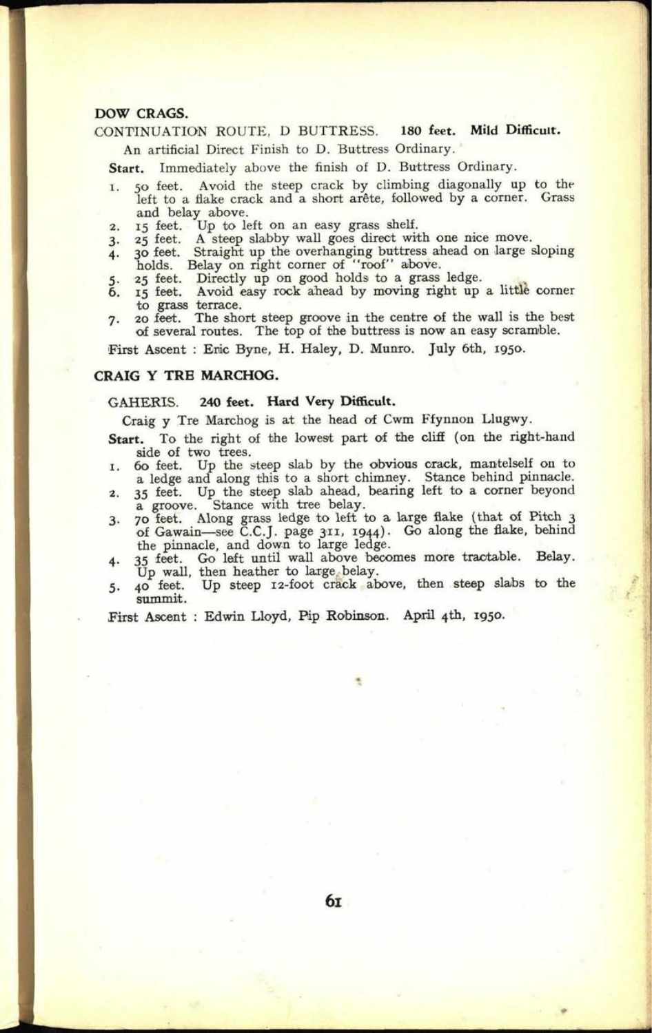## DOW CRAGS.

CONTINUATION ROUTE, D BUTTRESS. **180 feet. Mild Difficult.**

An artificial Direct Finish to D. Buttress Ordinary.

**Start.** Immediately above the finish of D. Buttress Ordinary.

1. 50 feet. Avoid the steep crack by climbing diagonally up to the left to a flake crack and a short arête, followed by a corner. Grass and belay above.
2. 15 feet. Up to left on an easy grass shelf.
3. 25 feet. A steep slabby wall goes direct with one nice move.
4. 30 feet. Straight up the overhanging buttress ahead on large sloping holds. Belay on right corner of "roof" above.
5. 25 feet. Directly up on good holds to a grass ledge.
6. 15 feet. Avoid easy rock ahead by moving right up a little corner to grass terrace.
7. 20 feet. The short steep groove in the centre of the wall is the best of several routes. The top of the buttress is now an easy scramble.

First Ascent : Eric Byne, H. Haley, D. Munro. July 6th, 1950.

## CRAIG Y TRE MARCHOG.

GAHERIS. **240 feet. Hard Very Difficult.**

Craig y Tre Marchog is at the head of Cwm Ffynnon Llugwy.

**Start.** To the right of the lowest part of the cliff (on the right-hand side of two trees.

1. 60 feet. Up the steep slab by the obvious crack, mantelself on to a ledge and along this to a short chimney. Stance behind pinnacle.
2. 35 feet. Up the steep slab ahead, bearing left to a corner beyond a groove. Stance with tree belay.
3. 70 feet. Along grass ledge to left to a large flake (that of Pitch 3 of Gawain—see C.C.J. page 311, 1944). Go along the flake, behind the pinnacle, and down to large ledge.
4. 35 feet. Go left until wall above becomes more tractable. Belay. Up wall, then heather to large belay.
5. 40 feet. Up steep 12-foot crack above, then steep slabs to the summit.

First Ascent : Edwin Lloyd, Pip Robinson. April 4th, 1950.